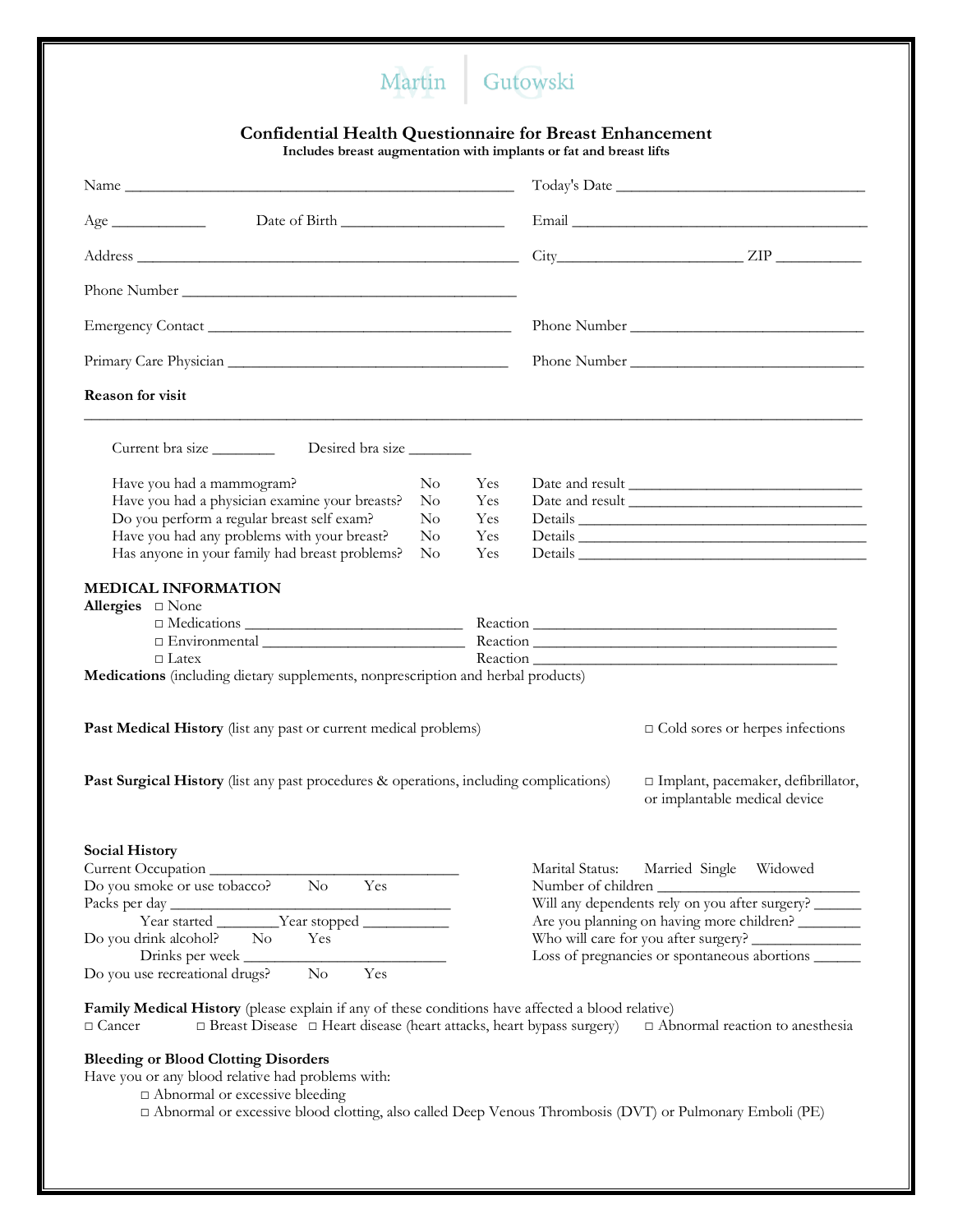Martin | Gutowski

# Confidential Health Questionnaire for Breast Enhancement

**Includes breast augmentation with implants or fat and breast lifts**

Name ______________________________________________ Today's Date ______________________________

Age ____________ Date of Birth ____________________ Email ______________________________________

Address ______________________________________________ City______________________ ZIP __________

Phone Number ________________________________________

Emergency Contact ____________________________________ Phone Number ____________________________

Primary Care Physician _________________________________ Phone Number ____________________________

**Reason for visit**

_____________________________________________________________________________________________

Current bra size ________ Desired bra size ________

| | | | |
|---|---|---|---|
| Have you had a mammogram? | No | Yes | Date and result ____________________________ |
| Have you had a physician examine your breasts? | No | Yes | Date and result ____________________________ |
| Do you perform a regular breast self exam? | No | Yes | Details ___________________________________ |
| Have you had any problems with your breast? | No | Yes | Details ___________________________________ |
| Has anyone in your family had breast problems? | No | Yes | Details ___________________________________ |

## MEDICAL INFORMATION

**Allergies** □ None

□ Medications __________________________ Reaction ______________________________________

□ Environmental _________________________ Reaction ______________________________________

□ Latex Reaction ______________________________________

**Medications** (including dietary supplements, nonprescription and herbal products)

**Past Medical History** (list any past or current medical problems) □ Cold sores or herpes infections

**Past Surgical History** (list any past procedures & operations, including complications) □ Implant, pacemaker, defibrillator, or implantable medical device

**Social History**

Current Occupation ________________________________

Do you smoke or use tobacco? No Yes

Packs per day ____________________________________

Year started ________Year stopped ___________

Do you drink alcohol? No Yes

Drinks per week ___________________________

Do you use recreational drugs? No Yes

Marital Status: Married Single Widowed

Number of children __________________________

Will any dependents rely on you after surgery? ______

Are you planning on having more children? ________

Who will care for you after surgery? ______________

Loss of pregnancies or spontaneous abortions ______

**Family Medical History** (please explain if any of these conditions have affected a blood relative)

□ Cancer □ Breast Disease □ Heart disease (heart attacks, heart bypass surgery) □ Abnormal reaction to anesthesia

**Bleeding or Blood Clotting Disorders**

Have you or any blood relative had problems with:

□ Abnormal or excessive bleeding

□ Abnormal or excessive blood clotting, also called Deep Venous Thrombosis (DVT) or Pulmonary Emboli (PE)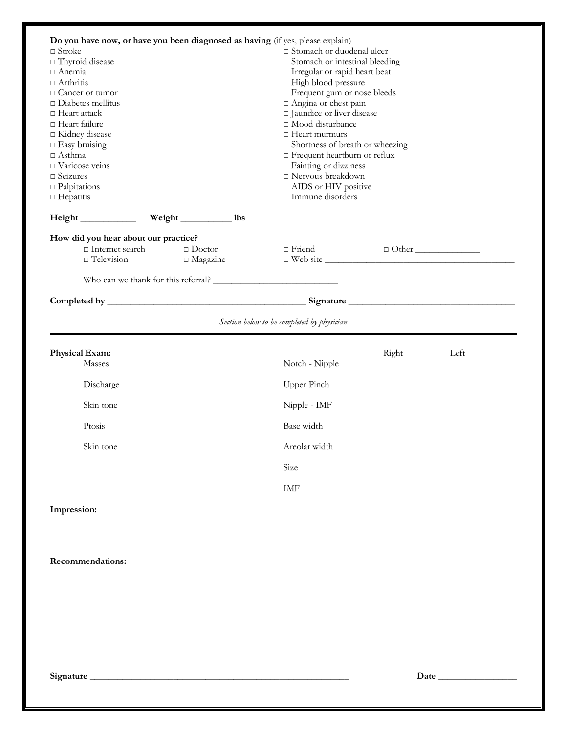**Do you have now, or have you been diagnosed as having** (if yes, please explain)

- □ Stroke
- □ Thyroid disease
- □ Anemia
- □ Arthritis
- □ Cancer or tumor
- □ Diabetes mellitus
- □ Heart attack
- □ Heart failure
- □ Kidney disease
- □ Easy bruising
- □ Asthma
- □ Varicose veins
- □ Seizures
- □ Palpitations
- □ Hepatitis
- □ Stomach or duodenal ulcer
- □ Stomach or intestinal bleeding
- □ Irregular or rapid heart beat
- □ High blood pressure
- □ Frequent gum or nose bleeds
- □ Angina or chest pain
- □ Jaundice or liver disease
- □ Mood disturbance
- □ Heart murmurs
- □ Shortness of breath or wheezing
- □ Frequent heartburn or reflux
- □ Fainting or dizziness
- □ Nervous breakdown
- □ AIDS or HIV positive
- □ Immune disorders

**Height** ___________ **Weight** __________ **lbs**

**How did you hear about our practice?**

□ Internet search □ Doctor □ Friend □ Other _____________

□ Television □ Magazine □ Web site ________________________________________

Who can we thank for this referral? __________________________

**Completed by** ________________________________________ **Signature** ___________________________________

*Section below to be completed by physician*

---

**Physical Exam:**

| | | | Right | Left |
|---|---|---|---|---|
| Masses | | Notch - Nipple | | |
| Discharge | | Upper Pinch | | |
| Skin tone | | Nipple - IMF | | |
| Ptosis | | Base width | | |
| Skin tone | | Areolar width | | |
| | | Size | | |
| | | IMF | | |

**Impression:**

**Recommendations:**

**Signature** ________________________________________________________ **Date** ________________